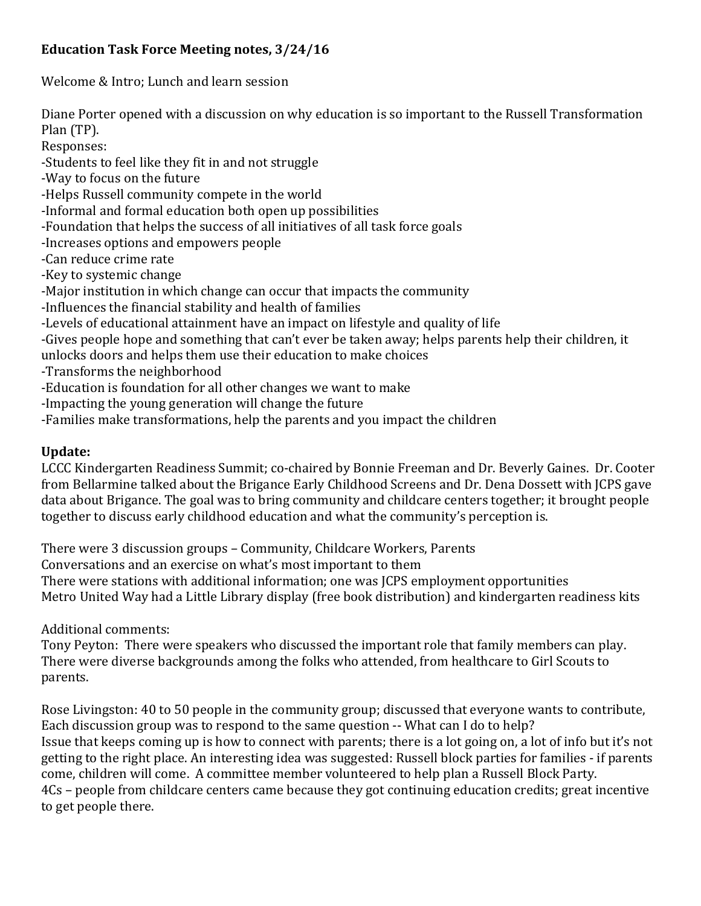**Education Task Force Meeting notes, 3/24/16**

Welcome & Intro; Lunch and learn session

Diane Porter opened with a discussion on why education is so important to the Russell Transformation Plan (TP).

Responses:

-Students to feel like they fit in and not struggle  
-Way to focus on the future  
-Helps Russell community compete in the world  
-Informal and formal education both open up possibilities  
-Foundation that helps the success of all initiatives of all task force goals  
-Increases options and empowers people  
-Can reduce crime rate  
-Key to systemic change  
-Major institution in which change can occur that impacts the community  
-Influences the financial stability and health of families  
-Levels of educational attainment have an impact on lifestyle and quality of life  
-Gives people hope and something that can't ever be taken away; helps parents help their children, it unlocks doors and helps them use their education to make choices  
-Transforms the neighborhood  
-Education is foundation for all other changes we want to make  
-Impacting the young generation will change the future  
-Families make transformations, help the parents and you impact the children

**Update:**

LCCC Kindergarten Readiness Summit; co-chaired by Bonnie Freeman and Dr. Beverly Gaines. Dr. Cooter from Bellarmine talked about the Brigance Early Childhood Screens and Dr. Dena Dossett with JCPS gave data about Brigance. The goal was to bring community and childcare centers together; it brought people together to discuss early childhood education and what the community's perception is.

There were 3 discussion groups – Community, Childcare Workers, Parents  
Conversations and an exercise on what's most important to them  
There were stations with additional information; one was JCPS employment opportunities  
Metro United Way had a Little Library display (free book distribution) and kindergarten readiness kits

Additional comments:

Tony Peyton: There were speakers who discussed the important role that family members can play. There were diverse backgrounds among the folks who attended, from healthcare to Girl Scouts to parents.

Rose Livingston: 40 to 50 people in the community group; discussed that everyone wants to contribute, Each discussion group was to respond to the same question -- What can I do to help?  
Issue that keeps coming up is how to connect with parents; there is a lot going on, a lot of info but it's not getting to the right place. An interesting idea was suggested: Russell block parties for families - if parents come, children will come. A committee member volunteered to help plan a Russell Block Party.  
4Cs – people from childcare centers came because they got continuing education credits; great incentive to get people there.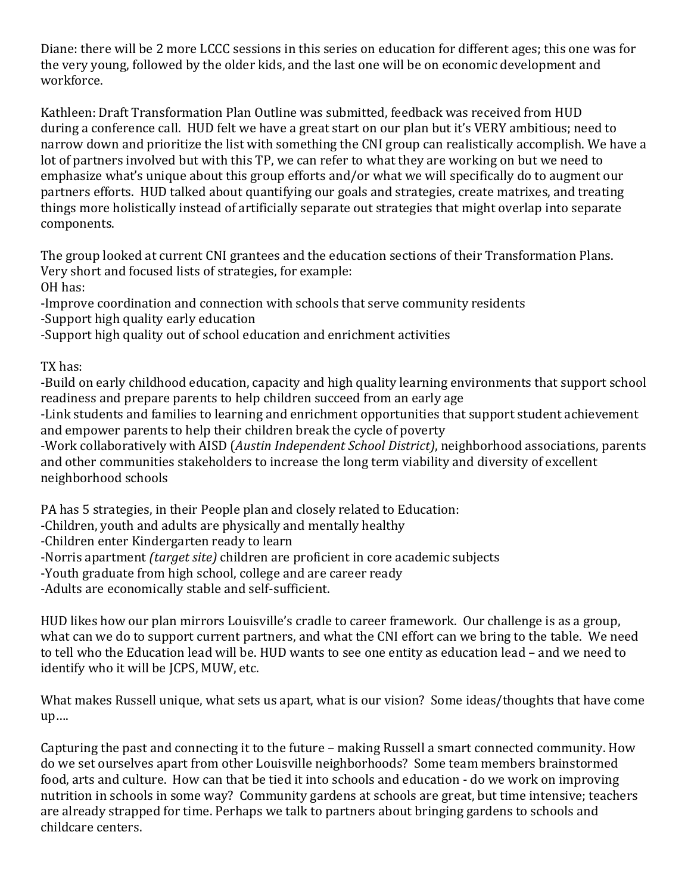Diane: there will be 2 more LCCC sessions in this series on education for different ages; this one was for the very young, followed by the older kids, and the last one will be on economic development and workforce.

Kathleen: Draft Transformation Plan Outline was submitted, feedback was received from HUD during a conference call. HUD felt we have a great start on our plan but it's VERY ambitious; need to narrow down and prioritize the list with something the CNI group can realistically accomplish. We have a lot of partners involved but with this TP, we can refer to what they are working on but we need to emphasize what's unique about this group efforts and/or what we will specifically do to augment our partners efforts. HUD talked about quantifying our goals and strategies, create matrixes, and treating things more holistically instead of artificially separate out strategies that might overlap into separate components.

The group looked at current CNI grantees and the education sections of their Transformation Plans. Very short and focused lists of strategies, for example:
OH has:
-Improve coordination and connection with schools that serve community residents
-Support high quality early education
-Support high quality out of school education and enrichment activities

TX has:
-Build on early childhood education, capacity and high quality learning environments that support school readiness and prepare parents to help children succeed from an early age
-Link students and families to learning and enrichment opportunities that support student achievement and empower parents to help their children break the cycle of poverty
-Work collaboratively with AISD (*Austin Independent School District)*, neighborhood associations, parents and other communities stakeholders to increase the long term viability and diversity of excellent neighborhood schools

PA has 5 strategies, in their People plan and closely related to Education:
-Children, youth and adults are physically and mentally healthy
-Children enter Kindergarten ready to learn
-Norris apartment *(target site)* children are proficient in core academic subjects
-Youth graduate from high school, college and are career ready
-Adults are economically stable and self-sufficient.

HUD likes how our plan mirrors Louisville's cradle to career framework. Our challenge is as a group, what can we do to support current partners, and what the CNI effort can we bring to the table. We need to tell who the Education lead will be. HUD wants to see one entity as education lead – and we need to identify who it will be JCPS, MUW, etc.

What makes Russell unique, what sets us apart, what is our vision? Some ideas/thoughts that have come up….

Capturing the past and connecting it to the future – making Russell a smart connected community. How do we set ourselves apart from other Louisville neighborhoods? Some team members brainstormed food, arts and culture. How can that be tied it into schools and education - do we work on improving nutrition in schools in some way? Community gardens at schools are great, but time intensive; teachers are already strapped for time. Perhaps we talk to partners about bringing gardens to schools and childcare centers.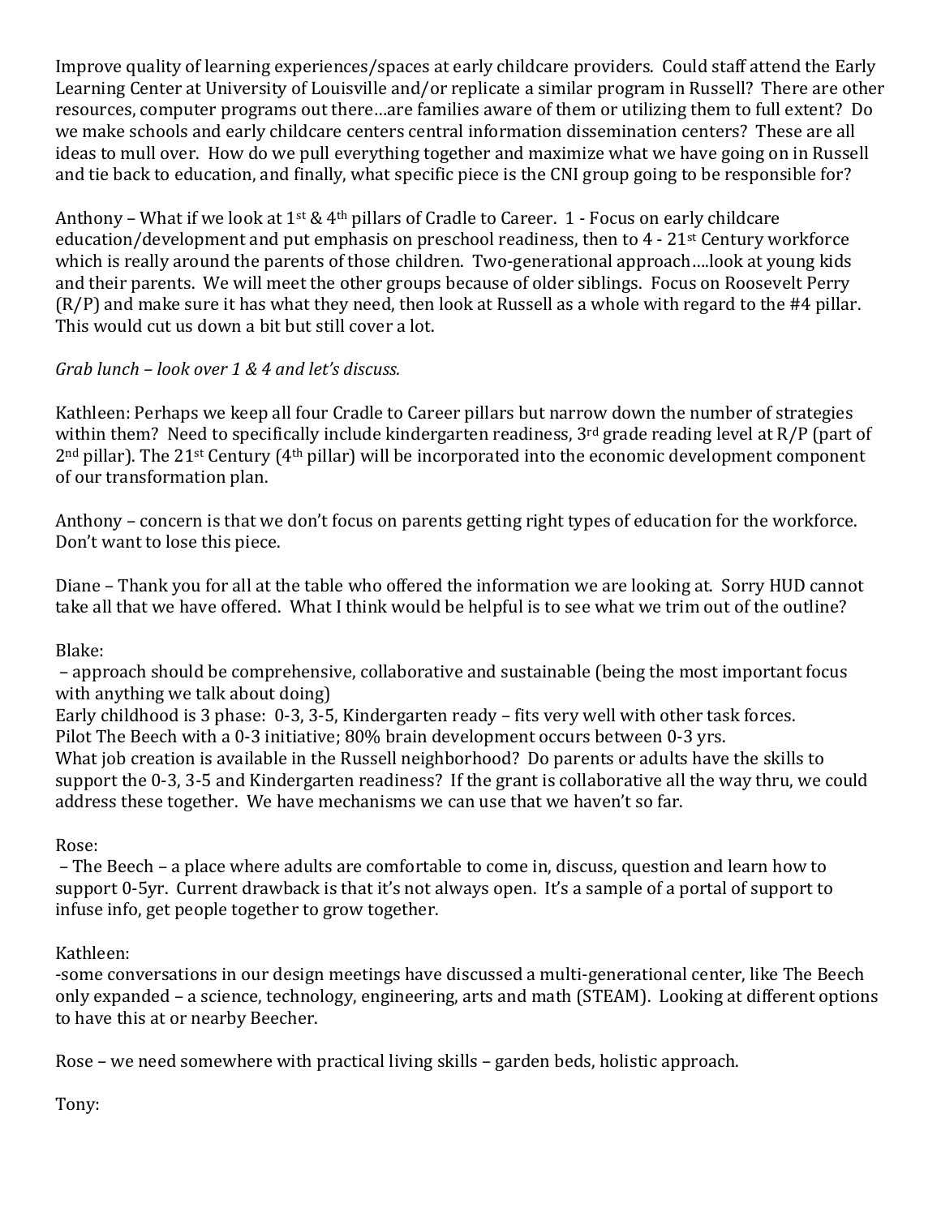Improve quality of learning experiences/spaces at early childcare providers. Could staff attend the Early Learning Center at University of Louisville and/or replicate a similar program in Russell? There are other resources, computer programs out there…are families aware of them or utilizing them to full extent? Do we make schools and early childcare centers central information dissemination centers? These are all ideas to mull over. How do we pull everything together and maximize what we have going on in Russell and tie back to education, and finally, what specific piece is the CNI group going to be responsible for?

Anthony – What if we look at 1st & 4th pillars of Cradle to Career. 1 - Focus on early childcare education/development and put emphasis on preschool readiness, then to 4 - 21st Century workforce which is really around the parents of those children. Two-generational approach….look at young kids and their parents. We will meet the other groups because of older siblings. Focus on Roosevelt Perry (R/P) and make sure it has what they need, then look at Russell as a whole with regard to the #4 pillar. This would cut us down a bit but still cover a lot.

*Grab lunch – look over 1 & 4 and let's discuss.*

Kathleen: Perhaps we keep all four Cradle to Career pillars but narrow down the number of strategies within them? Need to specifically include kindergarten readiness, 3rd grade reading level at R/P (part of 2nd pillar). The 21st Century (4th pillar) will be incorporated into the economic development component of our transformation plan.

Anthony – concern is that we don't focus on parents getting right types of education for the workforce. Don't want to lose this piece.

Diane – Thank you for all at the table who offered the information we are looking at. Sorry HUD cannot take all that we have offered. What I think would be helpful is to see what we trim out of the outline?

Blake:

– approach should be comprehensive, collaborative and sustainable (being the most important focus with anything we talk about doing)

Early childhood is 3 phase: 0-3, 3-5, Kindergarten ready – fits very well with other task forces.

Pilot The Beech with a 0-3 initiative; 80% brain development occurs between 0-3 yrs.

What job creation is available in the Russell neighborhood? Do parents or adults have the skills to support the 0-3, 3-5 and Kindergarten readiness? If the grant is collaborative all the way thru, we could address these together. We have mechanisms we can use that we haven't so far.

Rose:

– The Beech – a place where adults are comfortable to come in, discuss, question and learn how to support 0-5yr. Current drawback is that it's not always open. It's a sample of a portal of support to infuse info, get people together to grow together.

Kathleen:

-some conversations in our design meetings have discussed a multi-generational center, like The Beech only expanded – a science, technology, engineering, arts and math (STEAM). Looking at different options to have this at or nearby Beecher.

Rose – we need somewhere with practical living skills – garden beds, holistic approach.

Tony: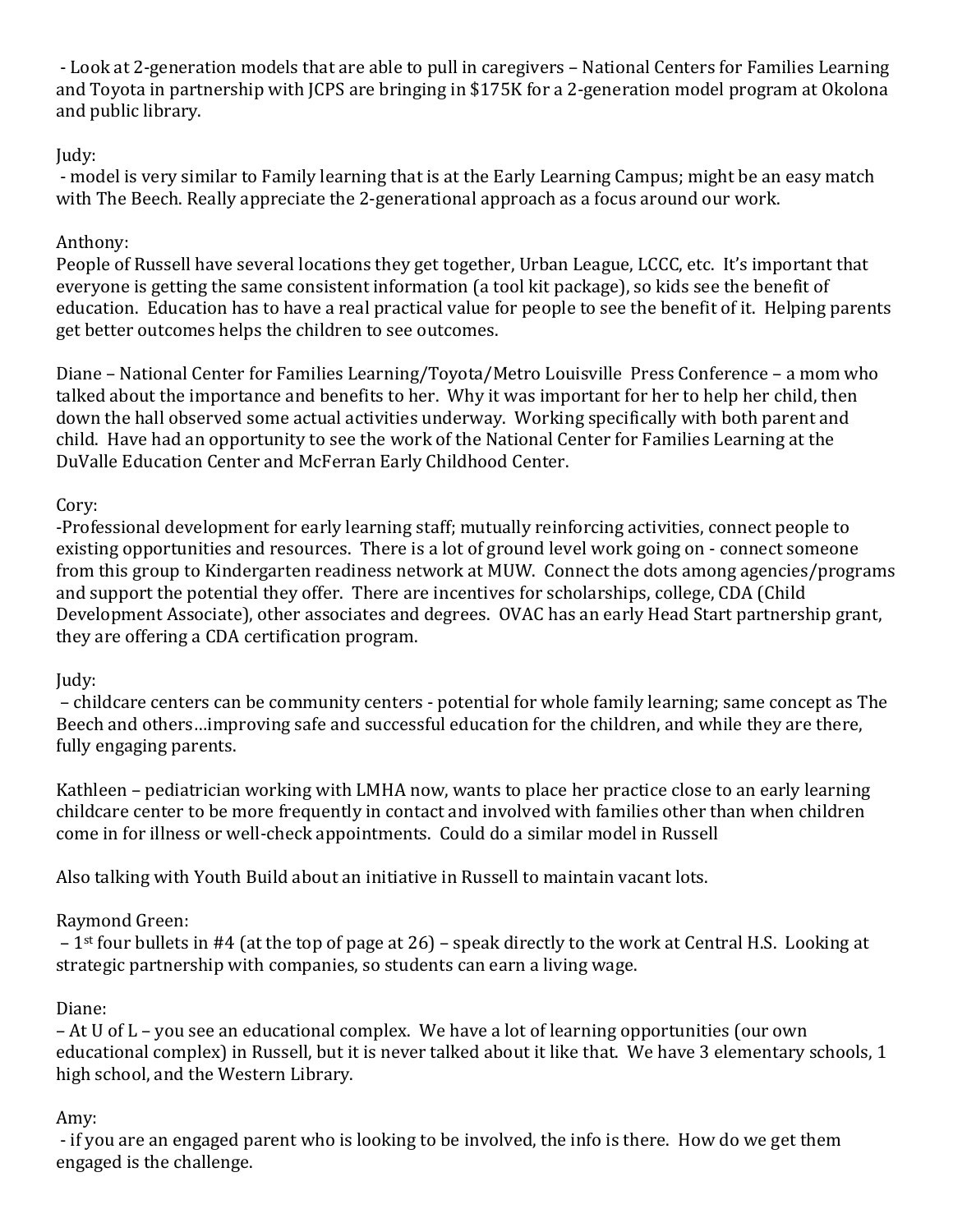- Look at 2-generation models that are able to pull in caregivers – National Centers for Families Learning and Toyota in partnership with JCPS are bringing in $175K for a 2-generation model program at Okolona and public library.

Judy:
- model is very similar to Family learning that is at the Early Learning Campus; might be an easy match with The Beech. Really appreciate the 2-generational approach as a focus around our work.

Anthony:
People of Russell have several locations they get together, Urban League, LCCC, etc. It's important that everyone is getting the same consistent information (a tool kit package), so kids see the benefit of education. Education has to have a real practical value for people to see the benefit of it. Helping parents get better outcomes helps the children to see outcomes.

Diane – National Center for Families Learning/Toyota/Metro Louisville Press Conference – a mom who talked about the importance and benefits to her. Why it was important for her to help her child, then down the hall observed some actual activities underway. Working specifically with both parent and child. Have had an opportunity to see the work of the National Center for Families Learning at the DuValle Education Center and McFerran Early Childhood Center.

Cory:
-Professional development for early learning staff; mutually reinforcing activities, connect people to existing opportunities and resources. There is a lot of ground level work going on - connect someone from this group to Kindergarten readiness network at MUW. Connect the dots among agencies/programs and support the potential they offer. There are incentives for scholarships, college, CDA (Child Development Associate), other associates and degrees. OVAC has an early Head Start partnership grant, they are offering a CDA certification program.

Judy:
– childcare centers can be community centers - potential for whole family learning; same concept as The Beech and others…improving safe and successful education for the children, and while they are there, fully engaging parents.

Kathleen – pediatrician working with LMHA now, wants to place her practice close to an early learning childcare center to be more frequently in contact and involved with families other than when children come in for illness or well-check appointments. Could do a similar model in Russell

Also talking with Youth Build about an initiative in Russell to maintain vacant lots.

Raymond Green:
– 1st four bullets in #4 (at the top of page at 26) – speak directly to the work at Central H.S. Looking at strategic partnership with companies, so students can earn a living wage.

Diane:
– At U of L – you see an educational complex. We have a lot of learning opportunities (our own educational complex) in Russell, but it is never talked about it like that. We have 3 elementary schools, 1 high school, and the Western Library.

Amy:
- if you are an engaged parent who is looking to be involved, the info is there. How do we get them engaged is the challenge.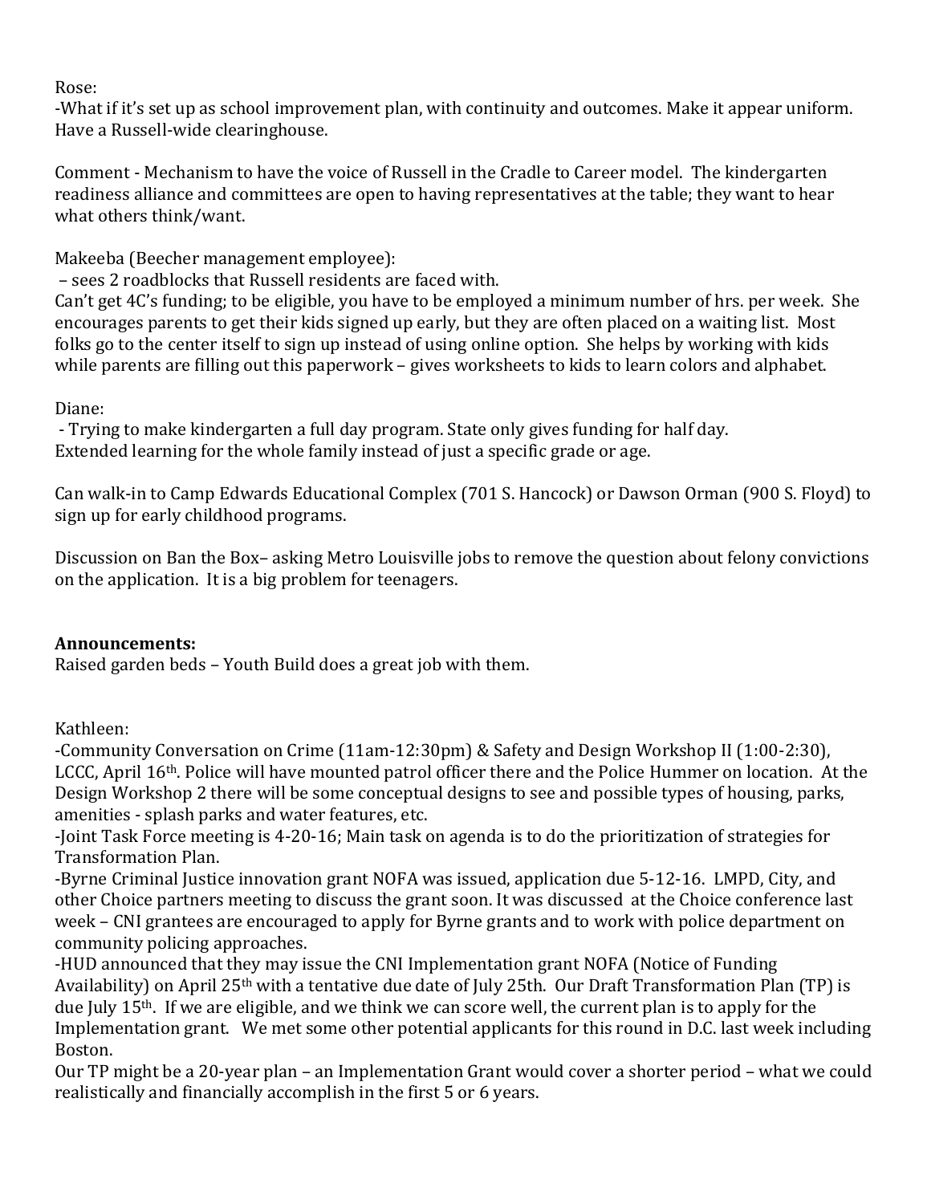Rose:
-What if it's set up as school improvement plan, with continuity and outcomes. Make it appear uniform. Have a Russell-wide clearinghouse.

Comment - Mechanism to have the voice of Russell in the Cradle to Career model. The kindergarten readiness alliance and committees are open to having representatives at the table; they want to hear what others think/want.

Makeeba (Beecher management employee):
– sees 2 roadblocks that Russell residents are faced with.
Can't get 4C's funding; to be eligible, you have to be employed a minimum number of hrs. per week. She encourages parents to get their kids signed up early, but they are often placed on a waiting list. Most folks go to the center itself to sign up instead of using online option. She helps by working with kids while parents are filling out this paperwork – gives worksheets to kids to learn colors and alphabet.

Diane:
- Trying to make kindergarten a full day program. State only gives funding for half day.
Extended learning for the whole family instead of just a specific grade or age.

Can walk-in to Camp Edwards Educational Complex (701 S. Hancock) or Dawson Orman (900 S. Floyd) to sign up for early childhood programs.

Discussion on Ban the Box– asking Metro Louisville jobs to remove the question about felony convictions on the application. It is a big problem for teenagers.

**Announcements:**
Raised garden beds – Youth Build does a great job with them.

Kathleen:
-Community Conversation on Crime (11am-12:30pm) & Safety and Design Workshop II (1:00-2:30), LCCC, April 16th. Police will have mounted patrol officer there and the Police Hummer on location. At the Design Workshop 2 there will be some conceptual designs to see and possible types of housing, parks, amenities - splash parks and water features, etc.
-Joint Task Force meeting is 4-20-16; Main task on agenda is to do the prioritization of strategies for Transformation Plan.
-Byrne Criminal Justice innovation grant NOFA was issued, application due 5-12-16. LMPD, City, and other Choice partners meeting to discuss the grant soon. It was discussed at the Choice conference last week – CNI grantees are encouraged to apply for Byrne grants and to work with police department on community policing approaches.
-HUD announced that they may issue the CNI Implementation grant NOFA (Notice of Funding Availability) on April 25th with a tentative due date of July 25th. Our Draft Transformation Plan (TP) is due July 15th. If we are eligible, and we think we can score well, the current plan is to apply for the Implementation grant. We met some other potential applicants for this round in D.C. last week including Boston.
Our TP might be a 20-year plan – an Implementation Grant would cover a shorter period – what we could realistically and financially accomplish in the first 5 or 6 years.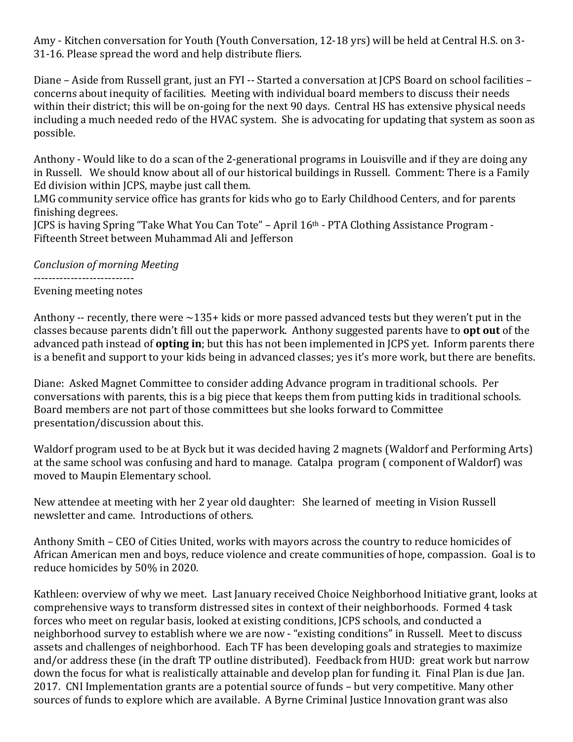Amy - Kitchen conversation for Youth (Youth Conversation, 12-18 yrs) will be held at Central H.S. on 3-31-16. Please spread the word and help distribute fliers.

Diane – Aside from Russell grant, just an FYI -- Started a conversation at JCPS Board on school facilities – concerns about inequity of facilities. Meeting with individual board members to discuss their needs within their district; this will be on-going for the next 90 days. Central HS has extensive physical needs including a much needed redo of the HVAC system. She is advocating for updating that system as soon as possible.

Anthony - Would like to do a scan of the 2-generational programs in Louisville and if they are doing any in Russell. We should know about all of our historical buildings in Russell. Comment: There is a Family Ed division within JCPS, maybe just call them.
LMG community service office has grants for kids who go to Early Childhood Centers, and for parents finishing degrees.
JCPS is having Spring "Take What You Can Tote" – April 16th - PTA Clothing Assistance Program - Fifteenth Street between Muhammad Ali and Jefferson

*Conclusion of morning Meeting*

---------------------------

Evening meeting notes

Anthony -- recently, there were ~135+ kids or more passed advanced tests but they weren't put in the classes because parents didn't fill out the paperwork. Anthony suggested parents have to **opt out** of the advanced path instead of **opting in**; but this has not been implemented in JCPS yet. Inform parents there is a benefit and support to your kids being in advanced classes; yes it's more work, but there are benefits.

Diane: Asked Magnet Committee to consider adding Advance program in traditional schools. Per conversations with parents, this is a big piece that keeps them from putting kids in traditional schools. Board members are not part of those committees but she looks forward to Committee presentation/discussion about this.

Waldorf program used to be at Byck but it was decided having 2 magnets (Waldorf and Performing Arts) at the same school was confusing and hard to manage. Catalpa program ( component of Waldorf) was moved to Maupin Elementary school.

New attendee at meeting with her 2 year old daughter: She learned of meeting in Vision Russell newsletter and came. Introductions of others.

Anthony Smith – CEO of Cities United, works with mayors across the country to reduce homicides of African American men and boys, reduce violence and create communities of hope, compassion. Goal is to reduce homicides by 50% in 2020.

Kathleen: overview of why we meet. Last January received Choice Neighborhood Initiative grant, looks at comprehensive ways to transform distressed sites in context of their neighborhoods. Formed 4 task forces who meet on regular basis, looked at existing conditions, JCPS schools, and conducted a neighborhood survey to establish where we are now - "existing conditions" in Russell. Meet to discuss assets and challenges of neighborhood. Each TF has been developing goals and strategies to maximize and/or address these (in the draft TP outline distributed). Feedback from HUD: great work but narrow down the focus for what is realistically attainable and develop plan for funding it. Final Plan is due Jan. 2017. CNI Implementation grants are a potential source of funds – but very competitive. Many other sources of funds to explore which are available. A Byrne Criminal Justice Innovation grant was also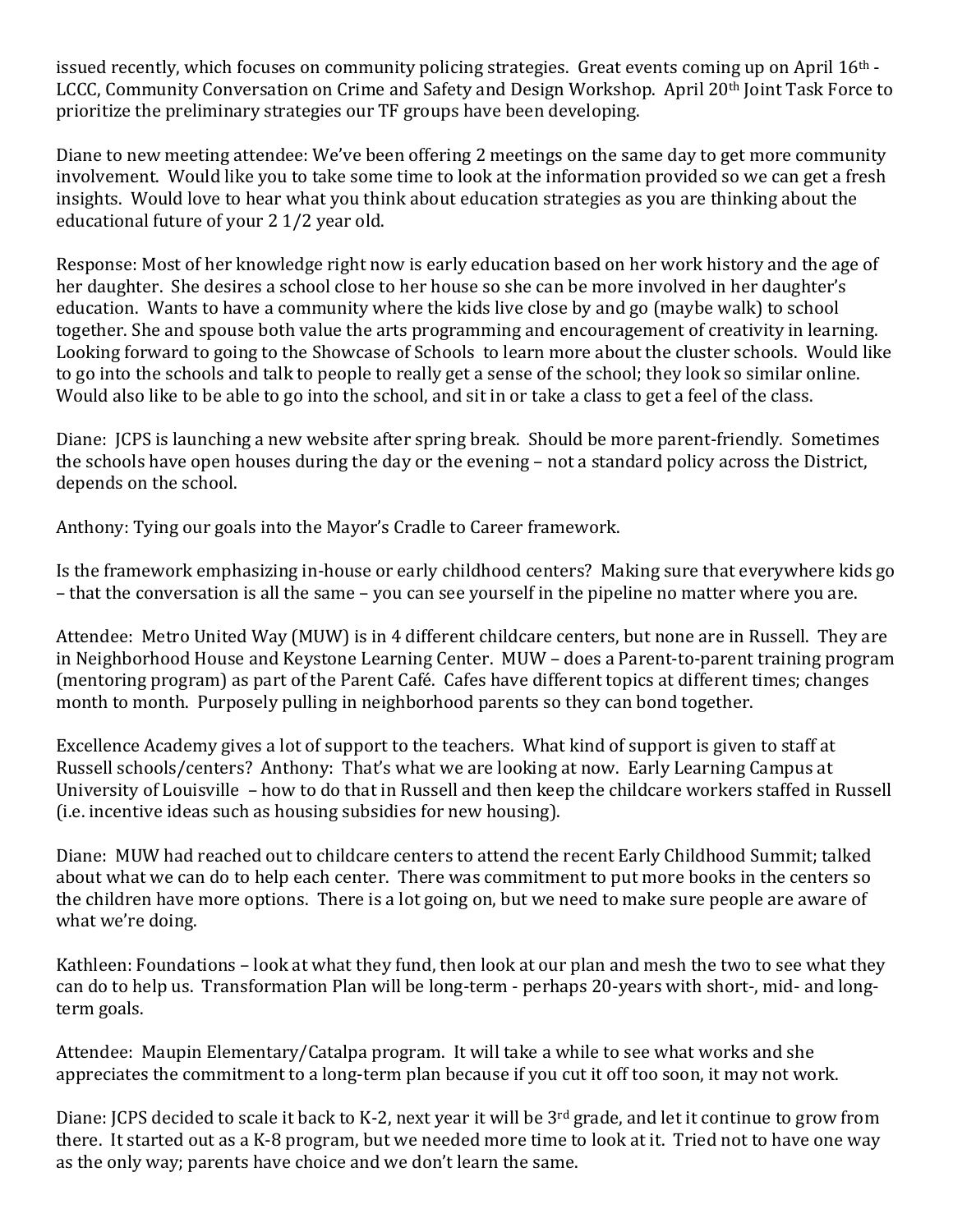issued recently, which focuses on community policing strategies. Great events coming up on April 16th - LCCC, Community Conversation on Crime and Safety and Design Workshop. April 20th Joint Task Force to prioritize the preliminary strategies our TF groups have been developing.

Diane to new meeting attendee: We've been offering 2 meetings on the same day to get more community involvement. Would like you to take some time to look at the information provided so we can get a fresh insights. Would love to hear what you think about education strategies as you are thinking about the educational future of your 2 1/2 year old.

Response: Most of her knowledge right now is early education based on her work history and the age of her daughter. She desires a school close to her house so she can be more involved in her daughter's education. Wants to have a community where the kids live close by and go (maybe walk) to school together. She and spouse both value the arts programming and encouragement of creativity in learning. Looking forward to going to the Showcase of Schools to learn more about the cluster schools. Would like to go into the schools and talk to people to really get a sense of the school; they look so similar online. Would also like to be able to go into the school, and sit in or take a class to get a feel of the class.

Diane: JCPS is launching a new website after spring break. Should be more parent-friendly. Sometimes the schools have open houses during the day or the evening – not a standard policy across the District, depends on the school.

Anthony: Tying our goals into the Mayor's Cradle to Career framework.

Is the framework emphasizing in-house or early childhood centers? Making sure that everywhere kids go – that the conversation is all the same – you can see yourself in the pipeline no matter where you are.

Attendee: Metro United Way (MUW) is in 4 different childcare centers, but none are in Russell. They are in Neighborhood House and Keystone Learning Center. MUW – does a Parent-to-parent training program (mentoring program) as part of the Parent Café. Cafes have different topics at different times; changes month to month. Purposely pulling in neighborhood parents so they can bond together.

Excellence Academy gives a lot of support to the teachers. What kind of support is given to staff at Russell schools/centers? Anthony: That's what we are looking at now. Early Learning Campus at University of Louisville – how to do that in Russell and then keep the childcare workers staffed in Russell (i.e. incentive ideas such as housing subsidies for new housing).

Diane: MUW had reached out to childcare centers to attend the recent Early Childhood Summit; talked about what we can do to help each center. There was commitment to put more books in the centers so the children have more options. There is a lot going on, but we need to make sure people are aware of what we're doing.

Kathleen: Foundations – look at what they fund, then look at our plan and mesh the two to see what they can do to help us. Transformation Plan will be long-term - perhaps 20-years with short-, mid- and long-term goals.

Attendee: Maupin Elementary/Catalpa program. It will take a while to see what works and she appreciates the commitment to a long-term plan because if you cut it off too soon, it may not work.

Diane: JCPS decided to scale it back to K-2, next year it will be 3rd grade, and let it continue to grow from there. It started out as a K-8 program, but we needed more time to look at it. Tried not to have one way as the only way; parents have choice and we don't learn the same.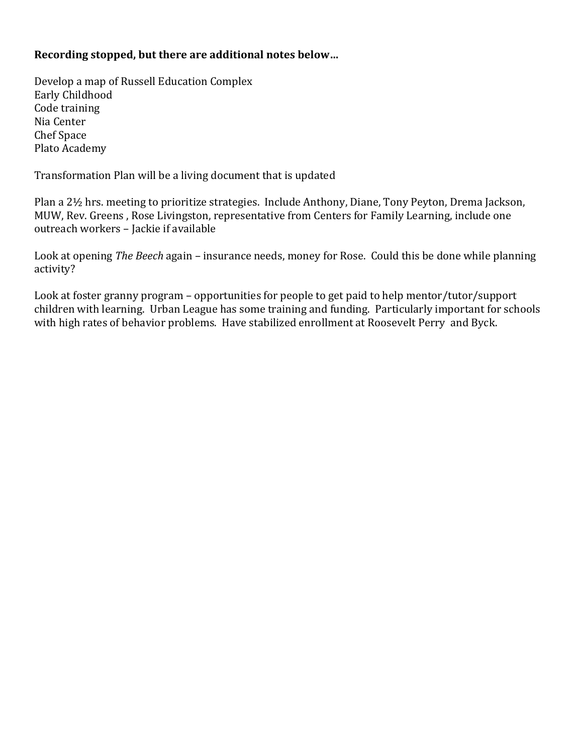**Recording stopped, but there are additional notes below…**

Develop a map of Russell Education Complex
Early Childhood
Code training
Nia Center
Chef Space
Plato Academy

Transformation Plan will be a living document that is updated

Plan a 2½ hrs. meeting to prioritize strategies. Include Anthony, Diane, Tony Peyton, Drema Jackson, MUW, Rev. Greens , Rose Livingston, representative from Centers for Family Learning, include one outreach workers – Jackie if available

Look at opening *The Beech* again – insurance needs, money for Rose. Could this be done while planning activity?

Look at foster granny program – opportunities for people to get paid to help mentor/tutor/support children with learning. Urban League has some training and funding. Particularly important for schools with high rates of behavior problems. Have stabilized enrollment at Roosevelt Perry and Byck.